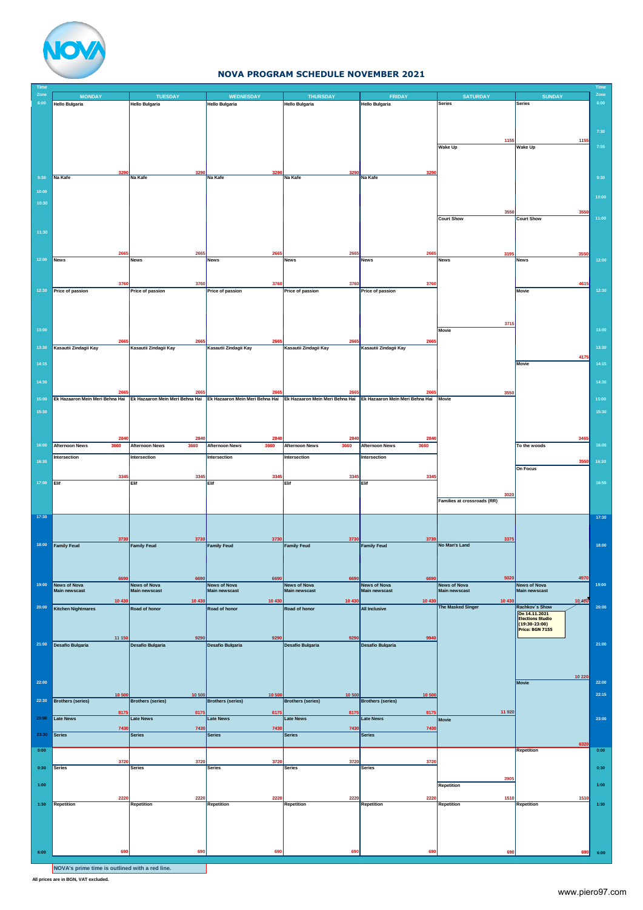# NOVA PROGRAM SCHEDULE NOVEMBER 2021

## Monday – Friday

| Time Zone | MONDAY | TUESDAY | WEDNESDAY | THURSDAY | FRIDAY |
|---|---|---|---|---|---|
| 6:00 | Hello Bulgaria 3290 | Hello Bulgaria 3290 | Hello Bulgaria 3290 | Hello Bulgaria 3290 | Hello Bulgaria 3290 |
| 9:30 | Na Kafe 2665 | Na Kafe 2665 | Na Kafe 2665 | Na Kafe 2665 | Na Kafe 2665 |
| 12:00 | News 3760 | News 3760 | News 3760 | News 3760 | News 3760 |
| 12:30 | Price of passion 2665 | Price of passion 2665 | Price of passion 2665 | Price of passion 2665 | Price of passion 2665 |
| 13:30 | Kasautii Zindagii Kay 2665 | Kasautii Zindagii Kay 2665 | Kasautii Zindagii Kay 2665 | Kasautii Zindagii Kay 2665 | Kasautii Zindagii Kay 2665 |
| 15:00 | Ek Hazaaron Mein Meri Behna Hai 2840 | Ek Hazaaron Mein Meri Behna Hai 2840 | Ek Hazaaron Mein Meri Behna Hai 2840 | Ek Hazaaron Mein Meri Behna Hai 2840 | Ek Hazaaron Mein Meri Behna Hai 2840 |
| 16:00 | Afternoon News 3660 | Afternoon News 3660 | Afternoon News 3660 | Afternoon News 3660 | Afternoon News 3660 |
|  | Intersection 3345 | Intersection 3345 | Intersection 3345 | Intersection 3345 | Intersection 3345 |
| 17:00 | Elif 3730 | Elif 3730 | Elif 3730 | Elif 3730 | Elif 3730 |
| 18:00 | Family Feud 6690 | Family Feud 6690 | Family Feud 6690 | Family Feud 6690 | Family Feud 6690 |
| 19:00 | News of Nova Main newscast 10 430 | News of Nova Main newscast 10 430 | News of Nova Main newscast 10 430 | News of Nova Main newscast 10 430 | News of Nova Main newscast 10 430 |
| 20:00 | Kitchen Nightmares 11 150 | Road of honor 9290 | Road of honor 9290 | Road of honor 9290 | All Inclusive 9940 |
| 21:00 | Desafio Bulgaria 10 500 | Desafio Bulgaria 10 500 | Desafio Bulgaria 10 500 | Desafio Bulgaria 10 500 | Desafio Bulgaria 10 500 |
| 22:30 | Brothers (series) 8175 | Brothers (series) 8175 | Brothers (series) 8175 | Brothers (series) 8175 | Brothers (series) 8175 |
| 23:00 | Late News 7430 | Late News 7430 | Late News 7430 | Late News 7430 | Late News 7430 |
| 23:30 | Series 3720 | Series 3720 | Series 3720 | Series 3720 | Series 3720 |
| 0:30 | Series 2220 | Series 2220 | Series 2220 | Series 2220 | Series 2220 |
| 1:30 – 6:00 | Repetition 690 | Repetition 690 | Repetition 690 | Repetition 690 | Repetition 690 |

## Saturday

| Program | Price |
|---|---|
| Series | 1155 |
| Wake Up | 3550 |
| Court Show | 3195 |
| News | 3715 |
| Movie | 3550 |
| Movie | 3020 |
| Families at crossroads (RR) | 3375 |
| No Man's Land | 5020 |
| News of Nova Main newscast | 10 430 |
| The Masked Singer | 11 920 |
| Movie | 3905 |
| Repetition | 1510 |
| Repetition | 690 |

## Sunday

| Program | Price |
|---|---|
| Series | 1155 |
| Wake Up | 3550 |
| Court Show | 3550 |
| News | 4615 |
| Movie | 4175 |
| Movie | 3465 |
| To the woods | 3550 |
| On Focus | 4970 |
| News of Nova Main newscast | 10 430 |
| Rachkov`s Show (On 14.11.2021 Elections Studio (19:30-23:00) Price: BGN 7155) | 10 220 |
| Movie | 6320 |
| Repetition | 1510 |
| Repetition | 690 |

NOVA's prime time is outlined with a red line.

All prices are in BGN, VAT excluded.

www.piero97.com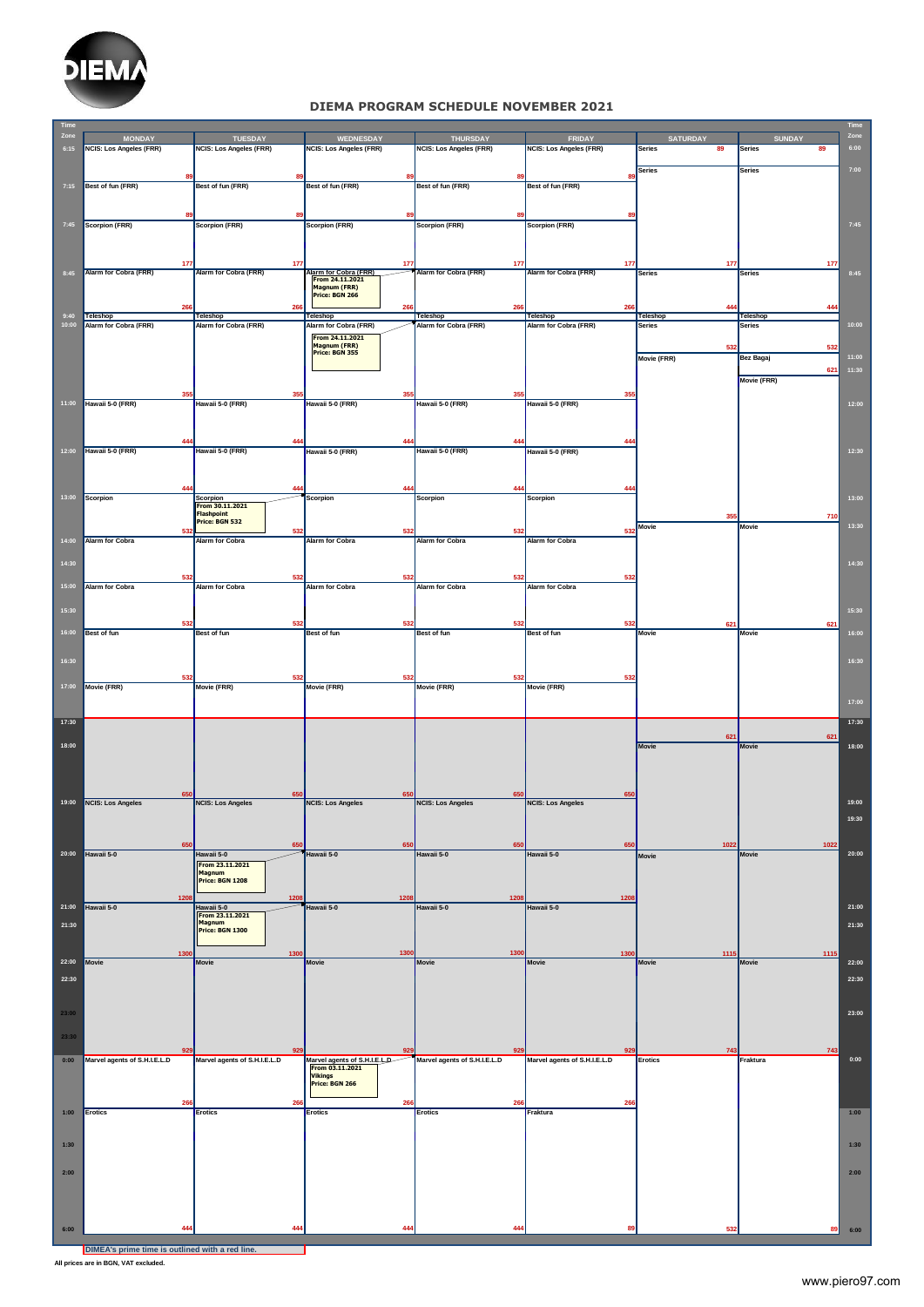# DIEMA PROGRAM SCHEDULE NOVEMBER 2021

## Monday – Friday

| Time | MONDAY | TUESDAY | WEDNESDAY | THURSDAY | FRIDAY |
|---|---|---|---|---|---|
| 6:15 | NCIS: Los Angeles (FRR) 89 | NCIS: Los Angeles (FRR) 89 | NCIS: Los Angeles (FRR) 89 | NCIS: Los Angeles (FRR) 89 | NCIS: Los Angeles (FRR) 89 |
| 7:15 | Best of fun (FRR) 89 | Best of fun (FRR) 89 | Best of fun (FRR) 89 | Best of fun (FRR) 89 | Best of fun (FRR) 89 |
| 7:45 | Scorpion (FRR) 177 | Scorpion (FRR) 177 | Scorpion (FRR) 177 | Scorpion (FRR) 177 | Scorpion (FRR) 177 |
| 8:45 | Alarm for Cobra (FRR) 266 | Alarm for Cobra (FRR) 266 | Alarm for Cobra (FRR) 266 — From 24.11.2021 Magnum (FRR) Price: BGN 266 | Alarm for Cobra (FRR) 266 | Alarm for Cobra (FRR) 266 |
| 9:40 | Teleshop | Teleshop | Teleshop | Teleshop | Teleshop |
| 10:00 | Alarm for Cobra (FRR) 355 | Alarm for Cobra (FRR) 355 | Alarm for Cobra (FRR) 355 — From 24.11.2021 Magnum (FRR) Price: BGN 355 | Alarm for Cobra (FRR) 355 | Alarm for Cobra (FRR) 355 |
| 11:00 | Hawaii 5-0 (FRR) 444 | Hawaii 5-0 (FRR) 444 | Hawaii 5-0 (FRR) 444 | Hawaii 5-0 (FRR) 444 | Hawaii 5-0 (FRR) 444 |
| 12:00 | Hawaii 5-0 (FRR) 444 | Hawaii 5-0 (FRR) 444 | Hawaii 5-0 (FRR) 444 | Hawaii 5-0 (FRR) 444 | Hawaii 5-0 (FRR) 444 |
| 13:00 | Scorpion 532 | Scorpion 532 — From 30.11.2021 Flashpoint Price: BGN 532 | Scorpion 532 | Scorpion 532 | Scorpion 532 |
| 14:00 | Alarm for Cobra 532 | Alarm for Cobra 532 | Alarm for Cobra 532 | Alarm for Cobra 532 | Alarm for Cobra 532 |
| 15:00 | Alarm for Cobra 532 | Alarm for Cobra 532 | Alarm for Cobra 532 | Alarm for Cobra 532 | Alarm for Cobra 532 |
| 16:00 | Best of fun 532 | Best of fun 532 | Best of fun 532 | Best of fun 532 | Best of fun 532 |
| 17:00 | Movie (FRR) | Movie (FRR) | Movie (FRR) | Movie (FRR) | Movie (FRR) |
| 17:30 | 650 | 650 | 650 | 650 | 650 |
| 19:00 | NCIS: Los Angeles 650 | NCIS: Los Angeles 650 | NCIS: Los Angeles 650 | NCIS: Los Angeles 650 | NCIS: Los Angeles 650 |
| 20:00 | Hawaii 5-0 1208 | Hawaii 5-0 1208 — From 23.11.2021 Magnum Price: BGN 1208 | Hawaii 5-0 1208 | Hawaii 5-0 1208 | Hawaii 5-0 1208 |
| 21:00 | Hawaii 5-0 1300 | Hawaii 5-0 1300 — From 23.11.2021 Magnum Price: BGN 1300 | Hawaii 5-0 1300 | Hawaii 5-0 1300 | Hawaii 5-0 1300 |
| 22:00 | Movie 929 | Movie 929 | Movie 929 | Movie 929 | Movie 929 |
| 0:00 | Marvel agents of S.H.I.E.L.D 266 | Marvel agents of S.H.I.E.L.D 266 | Marvel agents of S.H.I.E.L.D 266 — From 03.11.2021 Vikings Price: BGN 266 | Marvel agents of S.H.I.E.L.D 266 | Marvel agents of S.H.I.E.L.D 266 |
| 1:00 | Erotics 444 | Erotics 444 | Erotics 444 | Erotics 444 | Fraktura 89 |

## Saturday – Sunday

| Time | SATURDAY | SUNDAY |
|---|---|---|
| 6:00 | Series 89 | Series 89 |
| 7:00 | Series 177 | Series 177 |
| 8:45 | Series 444 | Series 444 |
| 9:40 | Teleshop | Teleshop |
| 10:00 | Series 532 | Series 532 |
| 11:00 | Movie (FRR) 355 | Bez Bagaj 621 |
| 11:30 | | Movie (FRR) 710 |
| 13:30 | Movie 621 | Movie 621 |
| 16:00 | Movie 621 | Movie 621 |
| 18:00 | Movie 1022 | Movie 1022 |
| 20:00 | Movie 1115 | Movie 1115 |
| 22:00 | Movie 743 | Movie 743 |
| 0:00 | Erotics 532 | Fraktura 89 |

DIMEA's prime time is outlined with a red line.

All prices are in BGN, VAT excluded.

www.piero97.com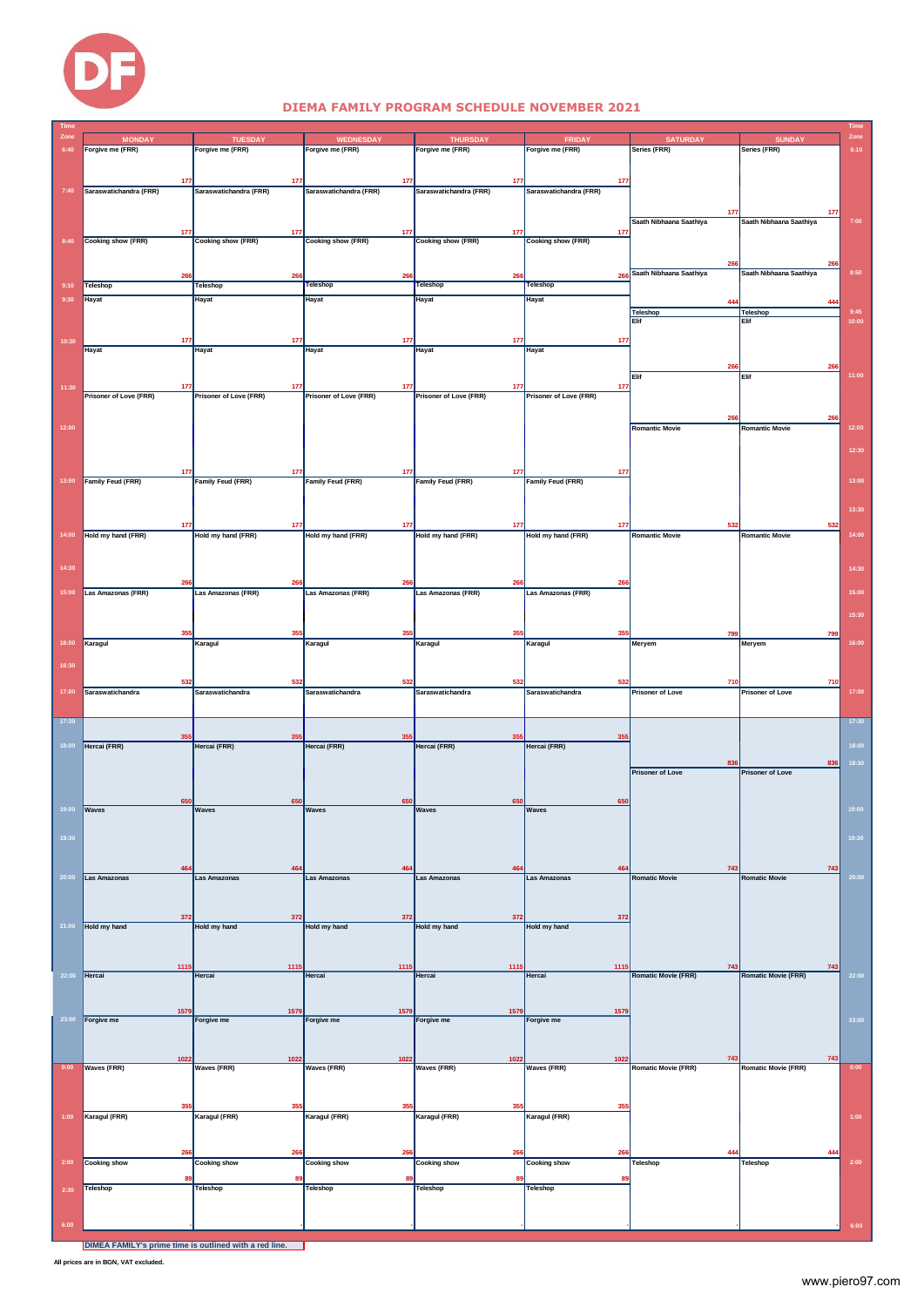# DIEMA FAMILY PROGRAM SCHEDULE NOVEMBER 2021

**Monday – Friday** (Time Zone / Program / Price)

| Time | MONDAY | TUESDAY | WEDNESDAY | THURSDAY | FRIDAY |
|---|---|---|---|---|---|
| 6:40 | Forgive me (FRR) 177 | Forgive me (FRR) 177 | Forgive me (FRR) 177 | Forgive me (FRR) 177 | Forgive me (FRR) 177 |
| 7:40 | Saraswatichandra (FRR) 177 | Saraswatichandra (FRR) 177 | Saraswatichandra (FRR) 177 | Saraswatichandra (FRR) 177 | Saraswatichandra (FRR) 177 |
| 8:40 | Cooking show (FRR) 266 | Cooking show (FRR) 266 | Cooking show (FRR) 266 | Cooking show (FRR) 266 | Cooking show (FRR) 266 |
| 9:10 | Teleshop | Teleshop | Teleshop | Teleshop | Teleshop |
| 9:30 | Hayat 177 | Hayat 177 | Hayat 177 | Hayat 177 | Hayat 177 |
| 10:30 | Hayat 177 | Hayat 177 | Hayat 177 | Hayat 177 | Hayat 177 |
| 11:30 | Prisoner of Love (FRR) 177 | Prisoner of Love (FRR) 177 | Prisoner of Love (FRR) 177 | Prisoner of Love (FRR) 177 | Prisoner of Love (FRR) 177 |
| 13:00 | Family Feud (FRR) 177 | Family Feud (FRR) 177 | Family Feud (FRR) 177 | Family Feud (FRR) 177 | Family Feud (FRR) 177 |
| 14:00 | Hold my hand (FRR) 266 | Hold my hand (FRR) 266 | Hold my hand (FRR) 266 | Hold my hand (FRR) 266 | Hold my hand (FRR) 266 |
| 15:00 | Las Amazonas (FRR) 355 | Las Amazonas (FRR) 355 | Las Amazonas (FRR) 355 | Las Amazonas (FRR) 355 | Las Amazonas (FRR) 355 |
| 16:00 | Karagul 532 | Karagul 532 | Karagul 532 | Karagul 532 | Karagul 532 |
| 17:00 | Saraswatichandra 355 | Saraswatichandra 355 | Saraswatichandra 355 | Saraswatichandra 355 | Saraswatichandra 355 |
| 18:00 | Hercai (FRR) 650 | Hercai (FRR) 650 | Hercai (FRR) 650 | Hercai (FRR) 650 | Hercai (FRR) 650 |
| 19:00 | Waves 464 | Waves 464 | Waves 464 | Waves 464 | Waves 464 |
| 20:00 | Las Amazonas 372 | Las Amazonas 372 | Las Amazonas 372 | Las Amazonas 372 | Las Amazonas 372 |
| 21:00 | Hold my hand 1115 | Hold my hand 1115 | Hold my hand 1115 | Hold my hand 1115 | Hold my hand 1115 |
| 22:00 | Hercai 1579 | Hercai 1579 | Hercai 1579 | Hercai 1579 | Hercai 1579 |
| 23:00 | Forgive me 1022 | Forgive me 1022 | Forgive me 1022 | Forgive me 1022 | Forgive me 1022 |
| 0:00 | Waves (FRR) 355 | Waves (FRR) 355 | Waves (FRR) 355 | Waves (FRR) 355 | Waves (FRR) 355 |
| 1:00 | Karagul (FRR) 266 | Karagul (FRR) 266 | Karagul (FRR) 266 | Karagul (FRR) 266 | Karagul (FRR) 266 |
| 2:00 | Cooking show 89 | Cooking show 89 | Cooking show 89 | Cooking show 89 | Cooking show 89 |
| 2:30 – 6:00 | Teleshop - | Teleshop - | Teleshop - | Teleshop - | Teleshop - |

**Saturday – Sunday** (Time Zone / Program / Price)

| Time | SATURDAY | SUNDAY |
|---|---|---|
| 6:10 | Series (FRR) 177 | Series (FRR) 177 |
| 7:00 | Saath Nibhaana Saathiya 266 | Saath Nibhaana Saathiya 266 |
| 8:50 | Saath Nibhaana Saathiya 444 | Saath Nibhaana Saathiya 444 |
| 9:45 | Teleshop | Teleshop |
| 10:00 | Elif 266 | Elif 266 |
| 11:00 | Elif 266 | Elif 266 |
| 12:00 | Romantic Movie 532 | Romantic Movie 532 |
| 14:00 | Romantic Movie 799 | Romantic Movie 799 |
| 16:00 | Meryem 710 | Meryem 710 |
| 17:00 | Prisoner of Love 836 | Prisoner of Love 836 |
| 18:30 | Prisoner of Love 743 | Prisoner of Love 743 |
| 20:00 | Romatic Movie 743 | Romatic Movie 743 |
| 22:00 | Romatic Movie (FRR) 743 | Romatic Movie (FRR) 743 |
| 0:00 | Romatic Movie (FRR) 444 | Romatic Movie (FRR) 444 |
| 2:00 – 6:00 | Teleshop - | Teleshop - |

DIMEA FAMILY's prime time is outlined with a red line.

All prices are in BGN, VAT excluded.

www.piero97.com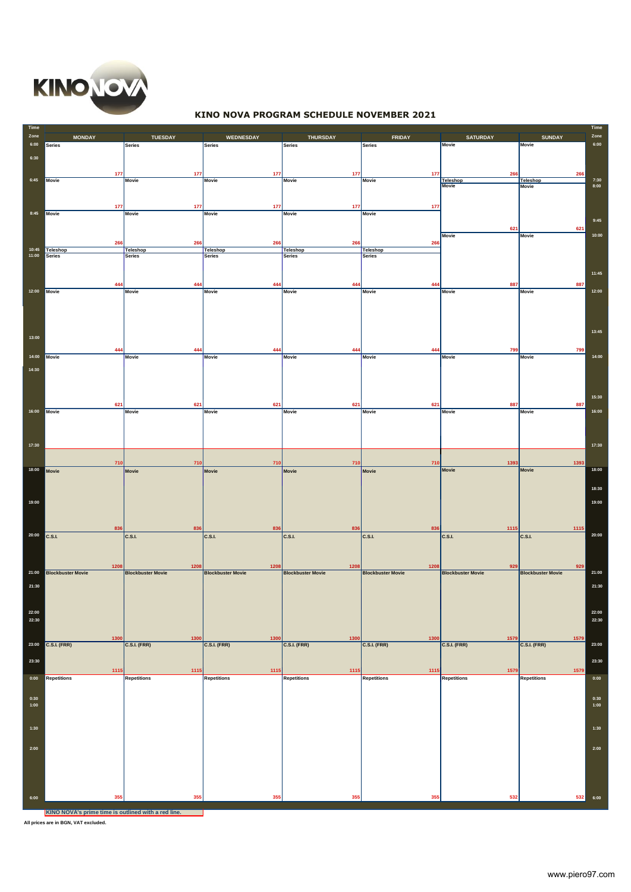KINO NOVA

# KINO NOVA PROGRAM SCHEDULE NOVEMBER 2021

| Time Zone | MONDAY | TUESDAY | WEDNESDAY | THURSDAY | FRIDAY | Time Zone | SATURDAY | SUNDAY |
|---|---|---|---|---|---|---|---|---|
| 6:00 | Series 177 | Series 177 | Series 177 | Series 177 | Series 177 | 6:00 | Movie 266 | Movie 266 |
| 6:45 | Movie 177 | Movie 177 | Movie 177 | Movie 177 | Movie 177 | 7:30 | Teleshop | Teleshop |
| 8:45 | Movie 266 | Movie 266 | Movie 266 | Movie 266 | Movie 266 | 8:00 | Movie 621 | Movie 621 |
| 10:45 | Teleshop | Teleshop | Teleshop | Teleshop | Teleshop | 10:00 | Movie 887 | Movie 887 |
| 11:00 | Series 444 | Series 444 | Series 444 | Series 444 | Series 444 | | | |
| 12:00 | Movie 444 | Movie 444 | Movie 444 | Movie 444 | Movie 444 | 12:00 | Movie 799 | Movie 799 |
| 14:00 | Movie 621 | Movie 621 | Movie 621 | Movie 621 | Movie 621 | 14:00 | Movie 887 | Movie 887 |
| 16:00 | Movie 710 | Movie 710 | Movie 710 | Movie 710 | Movie 710 | 16:00 | Movie 1393 | Movie 1393 |
| 18:00 | Movie 836 | Movie 836 | Movie 836 | Movie 836 | Movie 836 | 18:00 | Movie 1115 | Movie 1115 |
| 20:00 | C.S.I. 1208 | C.S.I. 1208 | C.S.I. 1208 | C.S.I. 1208 | C.S.I. 1208 | 20:00 | C.S.I. 929 | C.S.I. 929 |
| 21:00 | Blockbuster Movie 1300 | Blockbuster Movie 1300 | Blockbuster Movie 1300 | Blockbuster Movie 1300 | Blockbuster Movie 1300 | 21:00 | Blockbuster Movie 1579 | Blockbuster Movie 1579 |
| 23:00 | C.S.I. (FRR) 1115 | C.S.I. (FRR) 1115 | C.S.I. (FRR) 1115 | C.S.I. (FRR) 1115 | C.S.I. (FRR) 1115 | 23:00 | C.S.I. (FRR) 1579 | C.S.I. (FRR) 1579 |
| 0:00 – 6:00 | Repetitions 355 | Repetitions 355 | Repetitions 355 | Repetitions 355 | Repetitions 355 | 0:00 – 6:00 | Repetitions 532 | Repetitions 532 |

KINO NOVA's prime time is outlined with a red line.

All prices are in BGN, VAT excluded.

www.piero97.com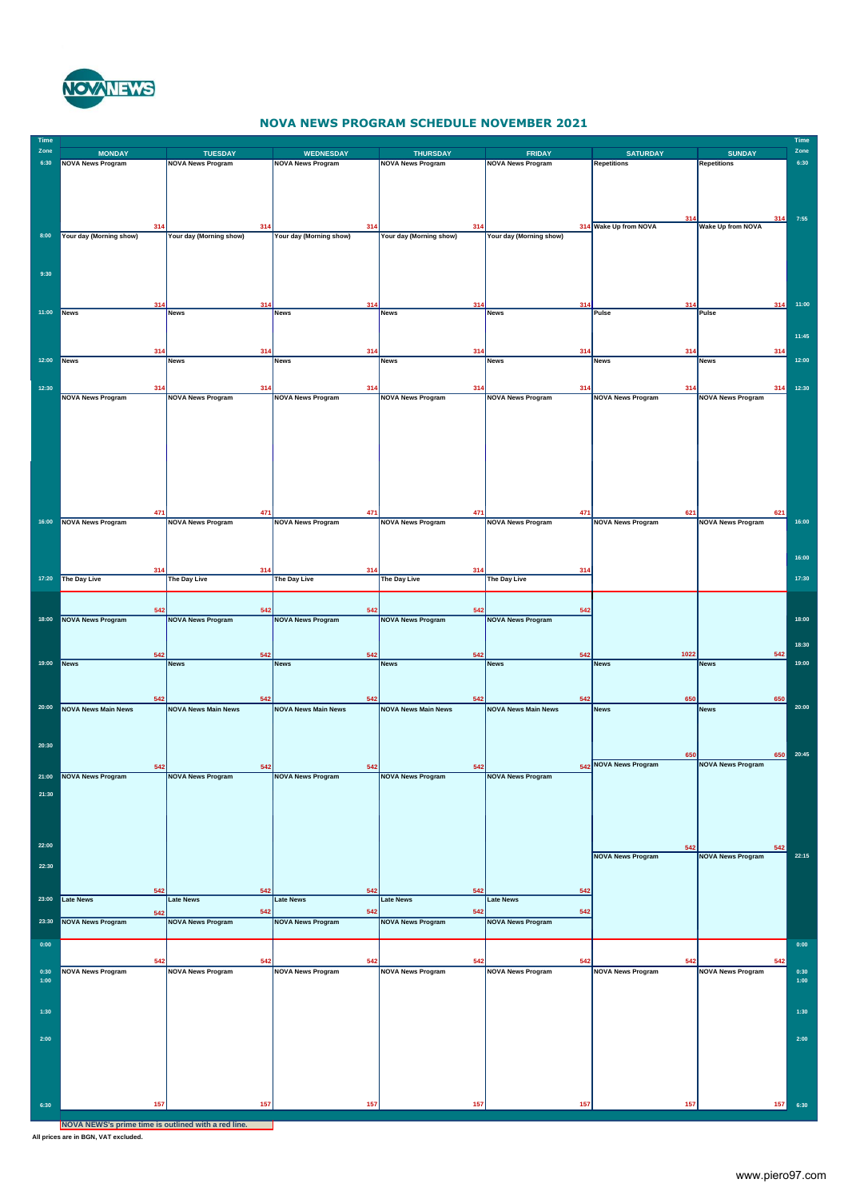# NOVA NEWS PROGRAM SCHEDULE NOVEMBER 2021

| Time Zone | MONDAY | TUESDAY | WEDNESDAY | THURSDAY | FRIDAY | SATURDAY | SUNDAY | Time Zone |
|---|---|---|---|---|---|---|---|---|
| 6:30 | NOVA News Program 314 | NOVA News Program 314 | NOVA News Program 314 | NOVA News Program 314 | NOVA News Program 314 | Repetitions 314 | Repetitions 314 | 6:30 |
| 7:55 | | | | | | Wake Up from NOVA 314 | Wake Up from NOVA 314 | 7:55 |
| 8:00 | Your day (Morning show) 314 | Your day (Morning show) 314 | Your day (Morning show) 314 | Your day (Morning show) 314 | Your day (Morning show) 314 | | | |
| 9:30 | | | | | | | | |
| 11:00 | News 314 | News 314 | News 314 | News 314 | News 314 | Pulse 314 | Pulse 314 | 11:00 |
| 11:45 | | | | | | | | 11:45 |
| 12:00 | News 314 | News 314 | News 314 | News 314 | News 314 | News 314 | News 314 | 12:00 |
| 12:30 | NOVA News Program 471 | NOVA News Program 471 | NOVA News Program 471 | NOVA News Program 471 | NOVA News Program 471 | NOVA News Program 621 | NOVA News Program 621 | 12:30 |
| 16:00 | NOVA News Program 314 | NOVA News Program 314 | NOVA News Program 314 | NOVA News Program 314 | NOVA News Program 314 | NOVA News Program 1022 | NOVA News Program 542 | 16:00 |
| 17:20 | The Day Live 542 | The Day Live 542 | The Day Live 542 | The Day Live 542 | The Day Live 542 | | | 17:30 |
| 18:00 | NOVA News Program 542 | NOVA News Program 542 | NOVA News Program 542 | NOVA News Program 542 | NOVA News Program 542 | | | 18:00 |
| 18:30 | | | | | | | | 18:30 |
| 19:00 | News 542 | News 542 | News 542 | News 542 | News 542 | News 650 | News 650 | 19:00 |
| 20:00 | NOVA News Main News 542 | NOVA News Main News 542 | NOVA News Main News 542 | NOVA News Main News 542 | NOVA News Main News 542 | News 650 | News 650 | 20:00 |
| 20:30 | | | | | | | | |
| 20:45 | | | | | | NOVA News Program 542 | NOVA News Program 542 | 20:45 |
| 21:00 | NOVA News Program 542 | NOVA News Program 542 | NOVA News Program 542 | NOVA News Program 542 | NOVA News Program 542 | | | |
| 21:30 | | | | | | | | |
| 22:00 | | | | | | | | |
| 22:15 | | | | | | NOVA News Program 542 | NOVA News Program 542 | 22:15 |
| 22:30 | | | | | | | | |
| 23:00 | Late News 542 | Late News 542 | Late News 542 | Late News 542 | Late News 542 | | | |
| 23:30 | NOVA News Program 542 | NOVA News Program 542 | NOVA News Program 542 | NOVA News Program 542 | NOVA News Program 542 | | | |
| 0:00 | | | | | | | | 0:00 |
| 0:30 | NOVA News Program 157 | NOVA News Program 157 | NOVA News Program 157 | NOVA News Program 157 | NOVA News Program 157 | NOVA News Program 157 | NOVA News Program 157 | 0:30 |
| 1:00 | | | | | | | | 1:00 |
| 1:30 | | | | | | | | 1:30 |
| 2:00 | | | | | | | | 2:00 |
| 6:30 | | | | | | | | 6:30 |

NOVA NEWS's prime time is outlined with a red line.

All prices are in BGN, VAT excluded.

www.piero97.com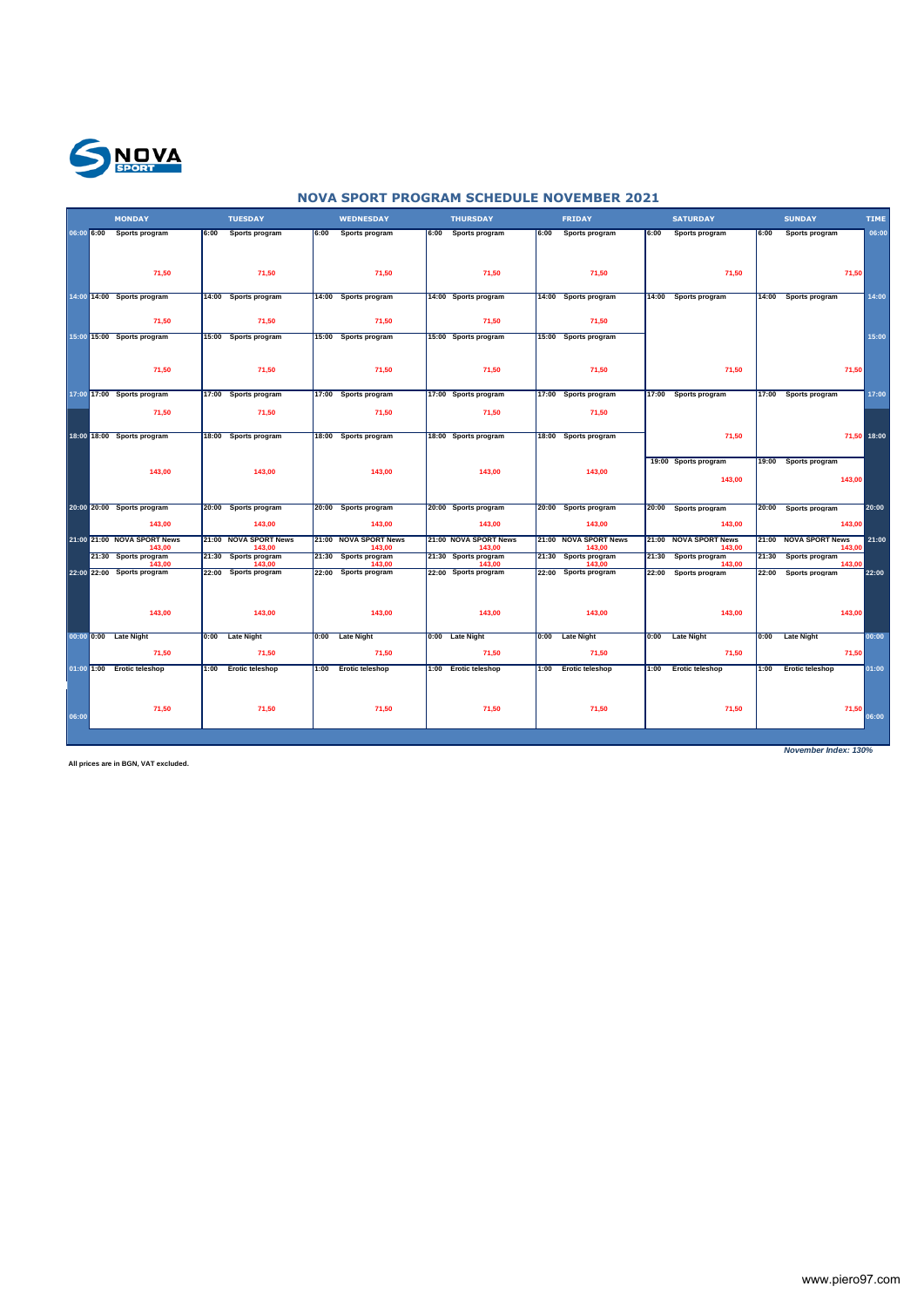NOVA SPORT

## NOVA SPORT PROGRAM SCHEDULE NOVEMBER 2021

| TIME | MONDAY | TUESDAY | WEDNESDAY | THURSDAY | FRIDAY | SATURDAY | SUNDAY | TIME |
|---|---|---|---|---|---|---|---|---|
| 06:00 | 6:00 Sports program 71,50 | 6:00 Sports program 71,50 | 6:00 Sports program 71,50 | 6:00 Sports program 71,50 | 6:00 Sports program 71,50 | 6:00 Sports program 71,50 | 6:00 Sports program 71,50 | 06:00 |
| 14:00 | 14:00 Sports program 71,50 | 14:00 Sports program 71,50 | 14:00 Sports program 71,50 | 14:00 Sports program 71,50 | 14:00 Sports program 71,50 | 14:00 Sports program 71,50 | 14:00 Sports program 71,50 | 14:00 |
| 15:00 | 15:00 Sports program 71,50 | 15:00 Sports program 71,50 | 15:00 Sports program 71,50 | 15:00 Sports program 71,50 | 15:00 Sports program 71,50 | | | 15:00 |
| 17:00 | 17:00 Sports program 71,50 | 17:00 Sports program 71,50 | 17:00 Sports program 71,50 | 17:00 Sports program 71,50 | 17:00 Sports program 71,50 | 17:00 Sports program 71,50 | 17:00 Sports program 71,50 | 17:00 |
| 18:00 | 18:00 Sports program 143,00 | 18:00 Sports program 143,00 | 18:00 Sports program 143,00 | 18:00 Sports program 143,00 | 18:00 Sports program 143,00 | 19:00 Sports program 143,00 | 19:00 Sports program 143,00 | 18:00 |
| 20:00 | 20:00 Sports program 143,00 | 20:00 Sports program 143,00 | 20:00 Sports program 143,00 | 20:00 Sports program 143,00 | 20:00 Sports program 143,00 | 20:00 Sports program 143,00 | 20:00 Sports program 143,00 | 20:00 |
| 21:00 | 21:00 NOVA SPORT News 143,00 | 21:00 NOVA SPORT News 143,00 | 21:00 NOVA SPORT News 143,00 | 21:00 NOVA SPORT News 143,00 | 21:00 NOVA SPORT News 143,00 | 21:00 NOVA SPORT News 143,00 | 21:00 NOVA SPORT News 143,00 | 21:00 |
| | 21:30 Sports program 143,00 | 21:30 Sports program 143,00 | 21:30 Sports program 143,00 | 21:30 Sports program 143,00 | 21:30 Sports program 143,00 | 21:30 Sports program 143,00 | 21:30 Sports program 143,00 | |
| 22:00 | 22:00 Sports program 143,00 | 22:00 Sports program 143,00 | 22:00 Sports program 143,00 | 22:00 Sports program 143,00 | 22:00 Sports program 143,00 | 22:00 Sports program 143,00 | 22:00 Sports program 143,00 | 22:00 |
| 00:00 | 0:00 Late Night 71,50 | 0:00 Late Night 71,50 | 0:00 Late Night 71,50 | 0:00 Late Night 71,50 | 0:00 Late Night 71,50 | 0:00 Late Night 71,50 | 0:00 Late Night 71,50 | 00:00 |
| 01:00 | 1:00 Erotic teleshop 71,50 | 1:00 Erotic teleshop 71,50 | 1:00 Erotic teleshop 71,50 | 1:00 Erotic teleshop 71,50 | 1:00 Erotic teleshop 71,50 | 1:00 Erotic teleshop 71,50 | 1:00 Erotic teleshop 71,50 | 01:00 |
| 06:00 | | | | | | | | 06:00 |

*November Index: 130%*

**All prices are in BGN, VAT excluded.**

www.piero97.com